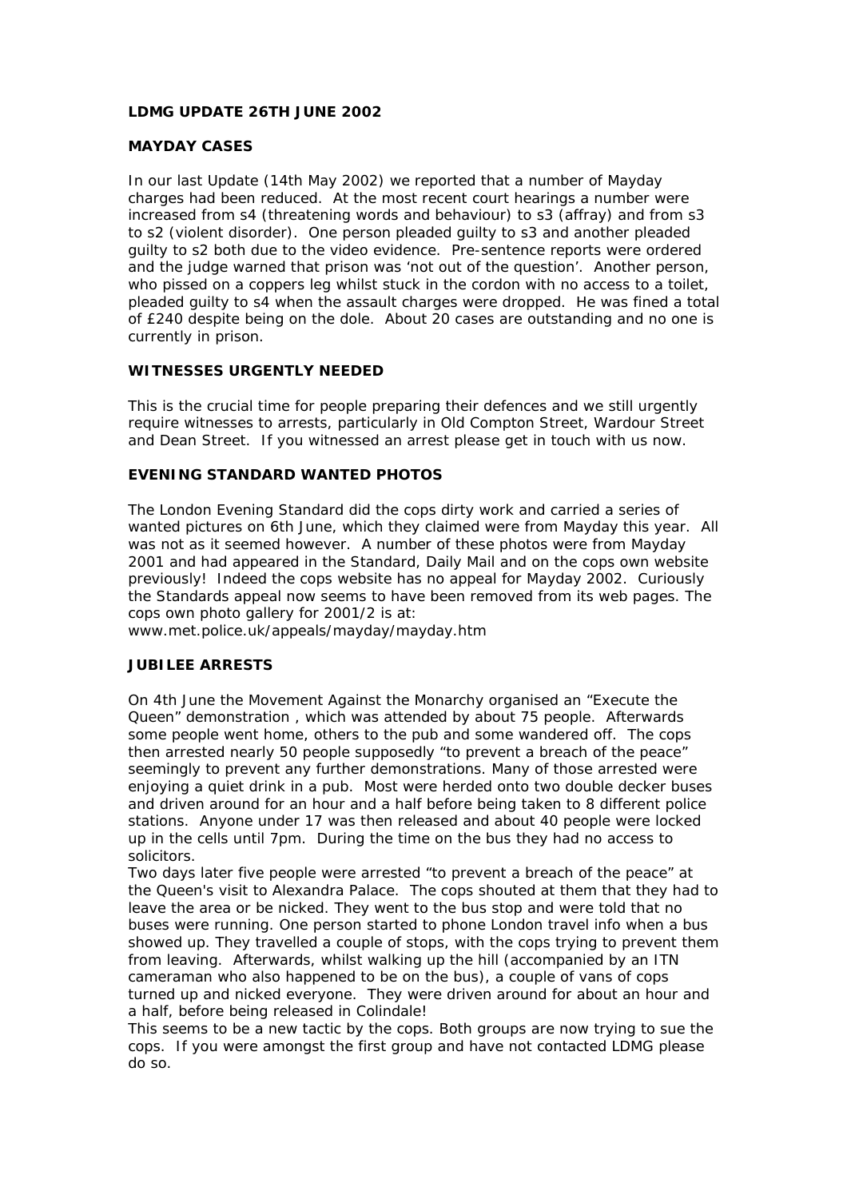**LDMG UPDATE 26TH JUNE 2002**

**MAYDAY CASES**

In our last Update (14th May 2002) we reported that a number of Mayday charges had been reduced. At the most recent court hearings a number were increased from s4 (threatening words and behaviour) to s3 (affray) and from s3 to s2 (violent disorder). One person pleaded guilty to s3 and another pleaded guilty to s2 both due to the video evidence. Pre-sentence reports were ordered and the judge warned that prison was 'not out of the question'. Another person, who pissed on a coppers leg whilst stuck in the cordon with no access to a toilet, pleaded guilty to s4 when the assault charges were dropped. He was fined a total of £240 despite being on the dole. About 20 cases are outstanding and no one is currently in prison.

**WITNESSES URGENTLY NEEDED**

This is the crucial time for people preparing their defences and we still urgently require witnesses to arrests, particularly in Old Compton Street, Wardour Street and Dean Street. If you witnessed an arrest please get in touch with us now.

**EVENING STANDARD WANTED PHOTOS**

The London Evening Standard did the cops dirty work and carried a series of wanted pictures on 6th June, which they claimed were from Mayday this year. All was not as it seemed however. A number of these photos were from Mayday 2001 and had appeared in the Standard, Daily Mail and on the cops own website previously! Indeed the cops website has no appeal for Mayday 2002. Curiously the Standards appeal now seems to have been removed from its web pages. The cops own photo gallery for 2001/2 is at:
www.met.police.uk/appeals/mayday/mayday.htm

**JUBILEE ARRESTS**

On 4th June the Movement Against the Monarchy organised an "Execute the Queen" demonstration , which was attended by about 75 people. Afterwards some people went home, others to the pub and some wandered off. The cops then arrested nearly 50 people supposedly "to prevent a breach of the peace" seemingly to prevent any further demonstrations. Many of those arrested were enjoying a quiet drink in a pub. Most were herded onto two double decker buses and driven around for an hour and a half before being taken to 8 different police stations. Anyone under 17 was then released and about 40 people were locked up in the cells until 7pm. During the time on the bus they had no access to solicitors.

Two days later five people were arrested "to prevent a breach of the peace" at the Queen's visit to Alexandra Palace. The cops shouted at them that they had to leave the area or be nicked. They went to the bus stop and were told that no buses were running. One person started to phone London travel info when a bus showed up. They travelled a couple of stops, with the cops trying to prevent them from leaving. Afterwards, whilst walking up the hill (accompanied by an ITN cameraman who also happened to be on the bus), a couple of vans of cops turned up and nicked everyone. They were driven around for about an hour and a half, before being released in Colindale!

This seems to be a new tactic by the cops. Both groups are now trying to sue the cops. If you were amongst the first group and have not contacted LDMG please do so.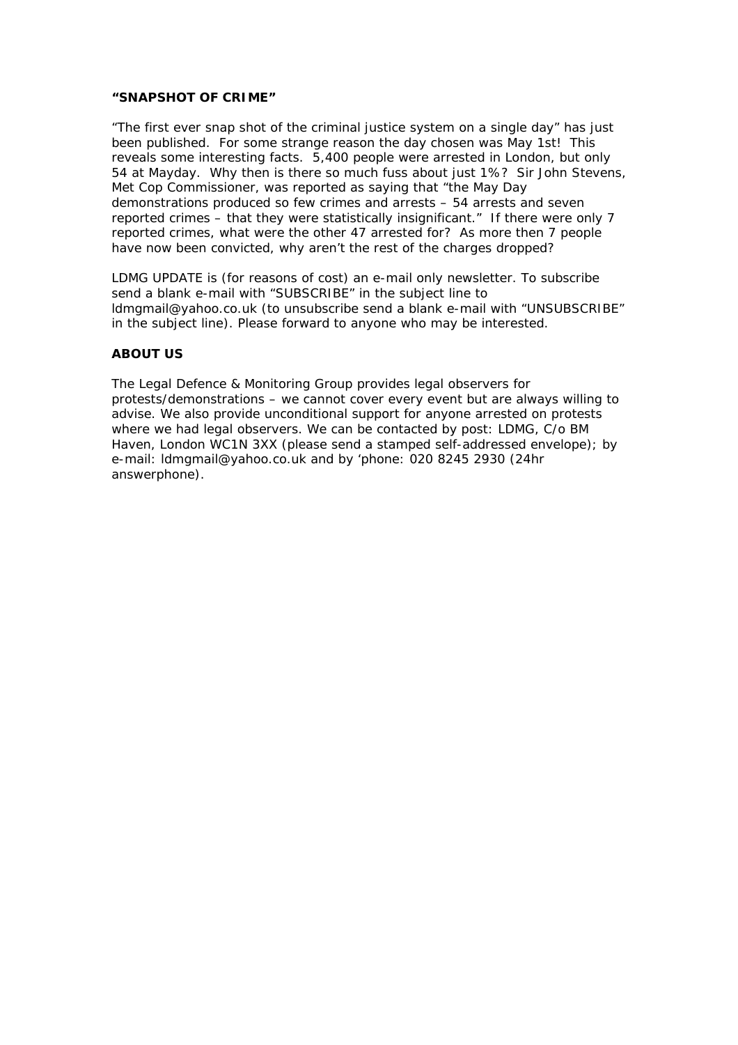**"SNAPSHOT OF CRIME"**

"The first ever snap shot of the criminal justice system on a single day" has just been published. For some strange reason the day chosen was May 1st! This reveals some interesting facts. 5,400 people were arrested in London, but only 54 at Mayday. Why then is there so much fuss about just 1%? Sir John Stevens, Met Cop Commissioner, was reported as saying that "the May Day demonstrations produced so few crimes and arrests – 54 arrests and seven reported crimes – that they were statistically insignificant." If there were only 7 reported crimes, what were the other 47 arrested for? As more then 7 people have now been convicted, why aren't the rest of the charges dropped?

LDMG UPDATE is (for reasons of cost) an e-mail only newsletter. To subscribe send a blank e-mail with "SUBSCRIBE" in the subject line to ldmgmail@yahoo.co.uk (to unsubscribe send a blank e-mail with "UNSUBSCRIBE" in the subject line). Please forward to anyone who may be interested.

**ABOUT US**

The Legal Defence & Monitoring Group provides legal observers for protests/demonstrations – we cannot cover every event but are always willing to advise. We also provide unconditional support for anyone arrested on protests where we had legal observers. We can be contacted by post: LDMG, C/o BM Haven, London WC1N 3XX (please send a stamped self-addressed envelope); by e-mail: ldmgmail@yahoo.co.uk and by 'phone: 020 8245 2930 (24hr answerphone).